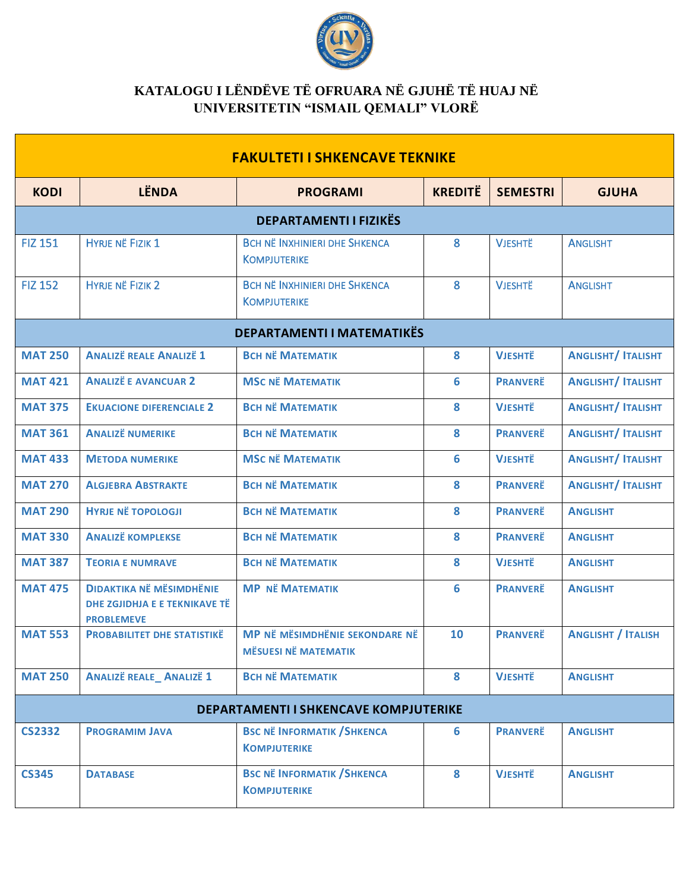# KATALOGU I LËNDËVE TË OFRUARA NË GJUHË TË HUAJ NË UNIVERSITETIN "ISMAIL QEMALI" VLORË

| FAKULTETI I SHKENCAVE TEKNIKE | | | | | |
|---|---|---|---|---|---|
| **KODI** | **LËNDA** | **PROGRAMI** | **KREDITË** | **SEMESTRI** | **GJUHA** |
| **DEPARTAMENTI I FIZIKËS** | | | | | |
| FIZ 151 | Hyrje në Fizik 1 | Bch në Inxhinieri dhe Shkenca Kompjuterike | 8 | Vjeshtë | Anglisht |
| FIZ 152 | Hyrje në Fizik 2 | Bch në Inxhinieri dhe Shkenca Kompjuterike | 8 | Vjeshtë | Anglisht |
| **DEPARTAMENTI I MATEMATIKËS** | | | | | |
| MAT 250 | Analizë reale Analizë 1 | Bch në Matematik | 8 | Vjeshtë | Anglisht/ Italisht |
| MAT 421 | Analizë e avancuar 2 | MSc në Matematik | 6 | Pranverë | Anglisht/ Italisht |
| MAT 375 | Ekuacione diferenciale 2 | Bch në Matematik | 8 | Vjeshtë | Anglisht/ Italisht |
| MAT 361 | Analizë numerike | Bch në Matematik | 8 | Pranverë | Anglisht/ Italisht |
| MAT 433 | Metoda numerike | MSc në Matematik | 6 | Vjeshtë | Anglisht/ Italisht |
| MAT 270 | Algjebra Abstrakte | Bch në Matematik | 8 | Pranverë | Anglisht/ Italisht |
| MAT 290 | Hyrje në topologji | Bch në Matematik | 8 | Pranverë | Anglisht |
| MAT 330 | Analizë komplekse | Bch në Matematik | 8 | Pranverë | Anglisht |
| MAT 387 | Teoria e numrave | Bch në Matematik | 8 | Vjeshtë | Anglisht |
| MAT 475 | Didaktika në mësimdhënie dhe zgjidhja e e teknikave të problemeve | MP në Matematik | 6 | Pranverë | Anglisht |
| MAT 553 | Probabilitet dhe statistikë | MP në mësimdhënie sekondare në mësuesi në matematik | 10 | Pranverë | Anglisht / Italish |
| MAT 250 | Analizë reale_ Analizë 1 | Bch në Matematik | 8 | Vjeshtë | Anglisht |
| **DEPARTAMENTI I SHKENCAVE KOMPJUTERIKE** | | | | | |
| CS2332 | Programim Java | BSc në Informatik /Shkenca Kompjuterike | 6 | Pranverë | Anglisht |
| CS345 | Database | BSc në Informatik /Shkenca Kompjuterike | 8 | Vjeshtë | Anglisht |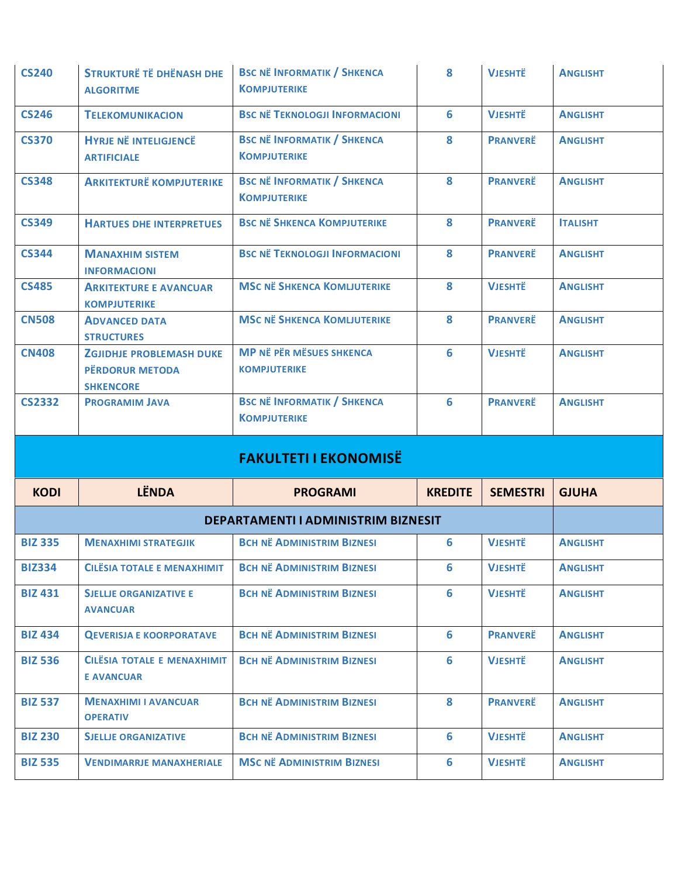| CS240 | Strukturë të dhënash dhe algoritme | BSc në Informatik / Shkenca Kompjuterike | 8 | Vjeshtë | Anglisht |
|---|---|---|---|---|---|
| CS246 | Telekomunikacion | BSc në Teknologji Informacioni | 6 | Vjeshtë | Anglisht |
| CS370 | Hyrje në inteligjencë artificiale | BSc në Informatik / Shkenca Kompjuterike | 8 | Pranverë | Anglisht |
| CS348 | Arkitekturë kompjuterike | BSc në Informatik / Shkenca Kompjuterike | 8 | Pranverë | Anglisht |
| CS349 | Hartues dhe interpretues | BSc në Shkenca Kompjuterike | 8 | Pranverë | Italisht |
| CS344 | Manaxhim sistem informacioni | BSc në Teknologji Informacioni | 8 | Pranverë | Anglisht |
| CS485 | Arkitekture e avancuar kompjuterike | MSc në Shkenca Komljuterike | 8 | Vjeshtë | Anglisht |
| CN508 | Advanced data structures | MSc në Shkenca Komljuterike | 8 | Pranverë | Anglisht |
| CN408 | Zgjidhje problemash duke përdorur metoda shkencore | MP në për mësues shkenca kompjuterike | 6 | Vjeshtë | Anglisht |
| CS2332 | Programim Java | BSc në Informatik / Shkenca Kompjuterike | 6 | Pranverë | Anglisht |

## FAKULTETI I EKONOMISË

| KODI | LËNDA | PROGRAMI | KREDITE | SEMESTRI | GJUHA |
|---|---|---|---|---|---|
| | | DEPARTAMENTI I ADMINISTRIM BIZNESIT | | | |
| BIZ 335 | Menaxhimi strategjik | BCh në Administrim Biznesi | 6 | Vjeshtë | Anglisht |
| BIZ334 | Cilësia totale e menaxhimit | BCh në Administrim Biznesi | 6 | Vjeshtë | Anglisht |
| BIZ 431 | Sjellje organizative e avancuar | BCh në Administrim Biznesi | 6 | Vjeshtë | Anglisht |
| BIZ 434 | Qeverisja e koorporatave | BCh në Administrim Biznesi | 6 | Pranverë | Anglisht |
| BIZ 536 | Cilësia totale e menaxhimit e avancuar | BCh në Administrim Biznesi | 6 | Vjeshtë | Anglisht |
| BIZ 537 | Menaxhimi i avancuar operativ | BCh në Administrim Biznesi | 8 | Pranverë | Anglisht |
| BIZ 230 | Sjellje organizative | BCh në Administrim Biznesi | 6 | Vjeshtë | Anglisht |
| BIZ 535 | Vendimarrje manaxheriale | MSc në Administrim Biznesi | 6 | Vjeshtë | Anglisht |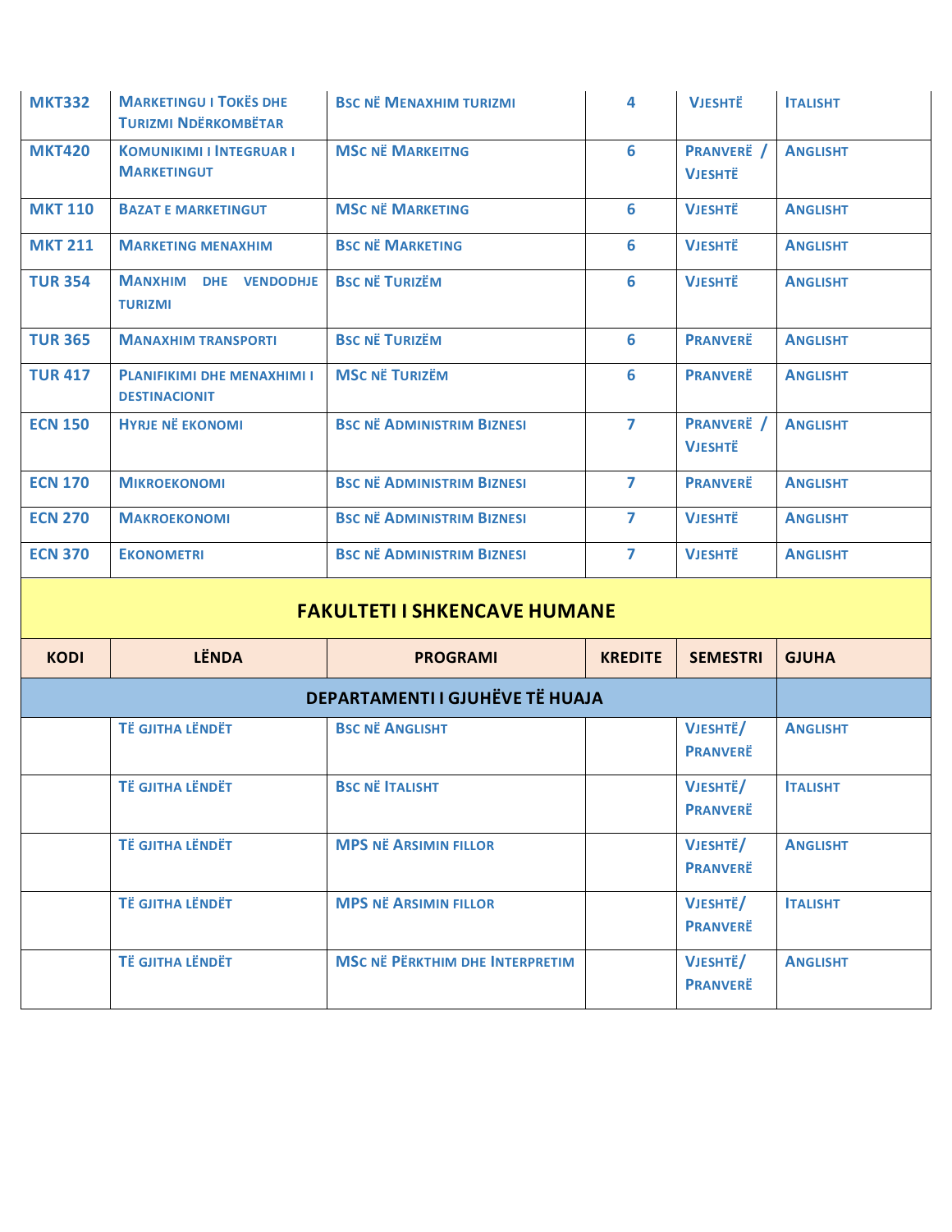| | | | | | |
|---|---|---|---|---|---|
| MKT332 | Marketingu i Tokës dhe Turizmi Ndërkombëtar | BSc në Menaxhim turizmi | 4 | Vjeshtë | Italisht |
| MKT420 | Komunikimi i Integruar i Marketingut | MSc në Markeitng | 6 | Pranverë / Vjeshtë | Anglisht |
| MKT 110 | Bazat e marketingut | MSc në Marketing | 6 | Vjeshtë | Anglisht |
| MKT 211 | Marketing menaxhim | BSc në Marketing | 6 | Vjeshtë | Anglisht |
| TUR 354 | Manxhim dhe vendodhje turizmi | BSc në Turizëm | 6 | Vjeshtë | Anglisht |
| TUR 365 | Manaxhim transporti | BSc në Turizëm | 6 | Pranverë | Anglisht |
| TUR 417 | Planifikimi dhe menaxhimi i destinacionit | MSc në Turizëm | 6 | Pranverë | Anglisht |
| ECN 150 | Hyrje në ekonomi | BSc në Administrim Biznesi | 7 | Pranverë / Vjeshtë | Anglisht |
| ECN 170 | Mikroekonomi | BSc në Administrim Biznesi | 7 | Pranverë | Anglisht |
| ECN 270 | Makroekonomi | BSc në Administrim Biznesi | 7 | Vjeshtë | Anglisht |
| ECN 370 | Ekonometri | BSc në Administrim Biznesi | 7 | Vjeshtë | Anglisht |

## FAKULTETI I SHKENCAVE HUMANE

| KODI | LËNDA | PROGRAMI | KREDITE | SEMESTRI | GJUHA |
|---|---|---|---|---|---|
| DEPARTAMENTI I GJUHËVE TË HUAJA | | | | | |
| | Të gjitha lëndët | BSc në Anglisht | | Vjeshtë/ Pranverë | Anglisht |
| | Të gjitha lëndët | BSc në Italisht | | Vjeshtë/ Pranverë | Italisht |
| | Të gjitha lëndët | MPS në Arsimin fillor | | Vjeshtë/ Pranverë | Anglisht |
| | Të gjitha lëndët | MPS në Arsimin fillor | | Vjeshtë/ Pranverë | Italisht |
| | Të gjitha lëndët | MSc në Përkthim dhe Interpretim | | Vjeshtë/ Pranverë | Anglisht |